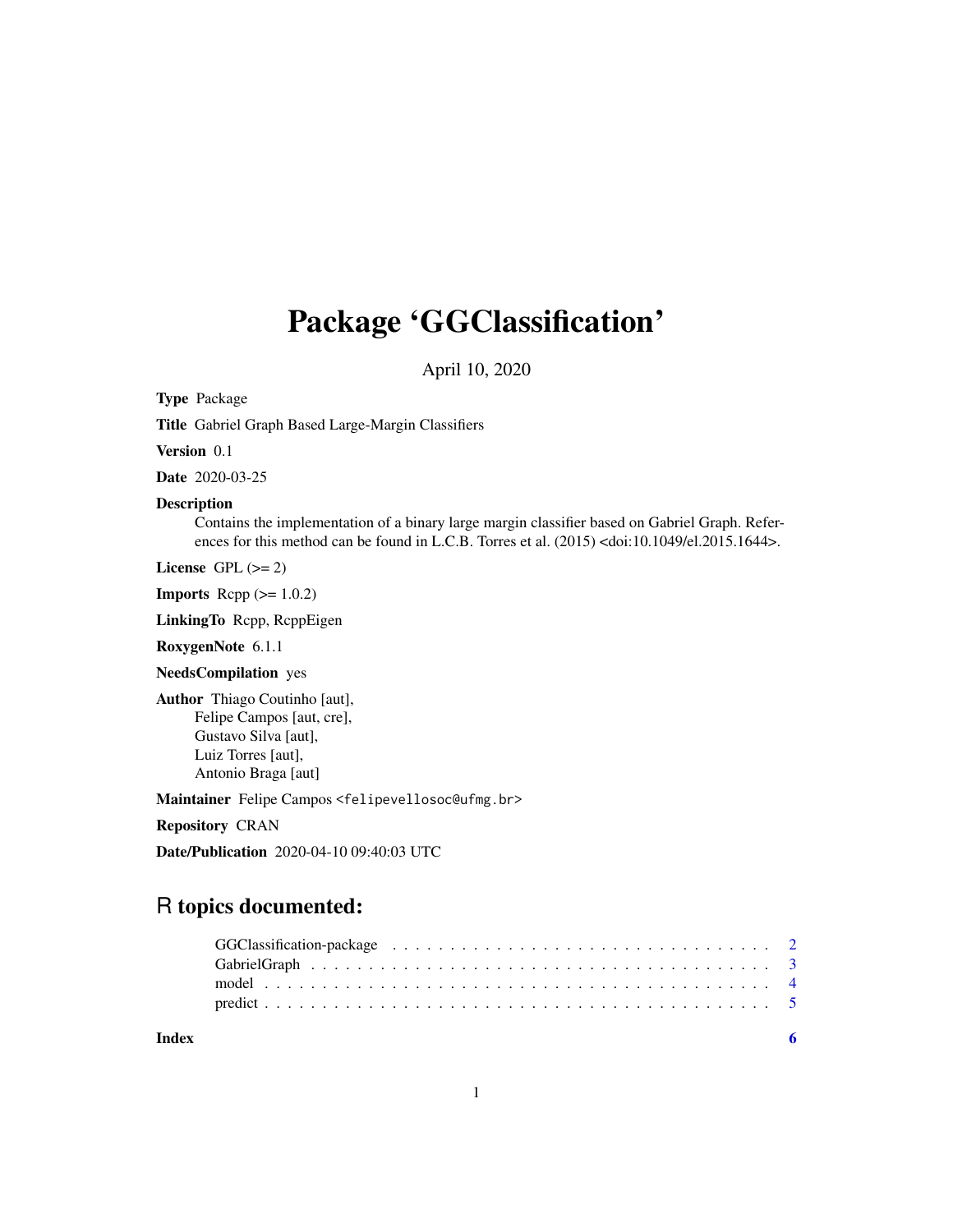# Package 'GGClassification'

April 10, 2020

**Type** Package

**Title** Gabriel Graph Based Large-Margin Classifiers

**Version** 0.1

**Date** 2020-03-25

**Description**
Contains the implementation of a binary large margin classifier based on Gabriel Graph. References for this method can be found in L.C.B. Torres et al. (2015) <doi:10.1049/el.2015.1644>.

**License** GPL (>= 2)

**Imports** Rcpp (>= 1.0.2)

**LinkingTo** Rcpp, RcppEigen

**RoxygenNote** 6.1.1

**NeedsCompilation** yes

**Author** Thiago Coutinho [aut],
Felipe Campos [aut, cre],
Gustavo Silva [aut],
Luiz Torres [aut],
Antonio Braga [aut]

**Maintainer** Felipe Campos <felipevellosoc@ufmg.br>

**Repository** CRAN

**Date/Publication** 2020-04-10 09:40:03 UTC

## R topics documented:

- GGClassification-package . . . . . . . . . . . . . . . . . . . . . . . . . . . . . . . . 2
- GabrielGraph . . . . . . . . . . . . . . . . . . . . . . . . . . . . . . . . . . . . . . . 3
- model . . . . . . . . . . . . . . . . . . . . . . . . . . . . . . . . . . . . . . . . . . . 4
- predict . . . . . . . . . . . . . . . . . . . . . . . . . . . . . . . . . . . . . . . . . . 5

**Index** **6**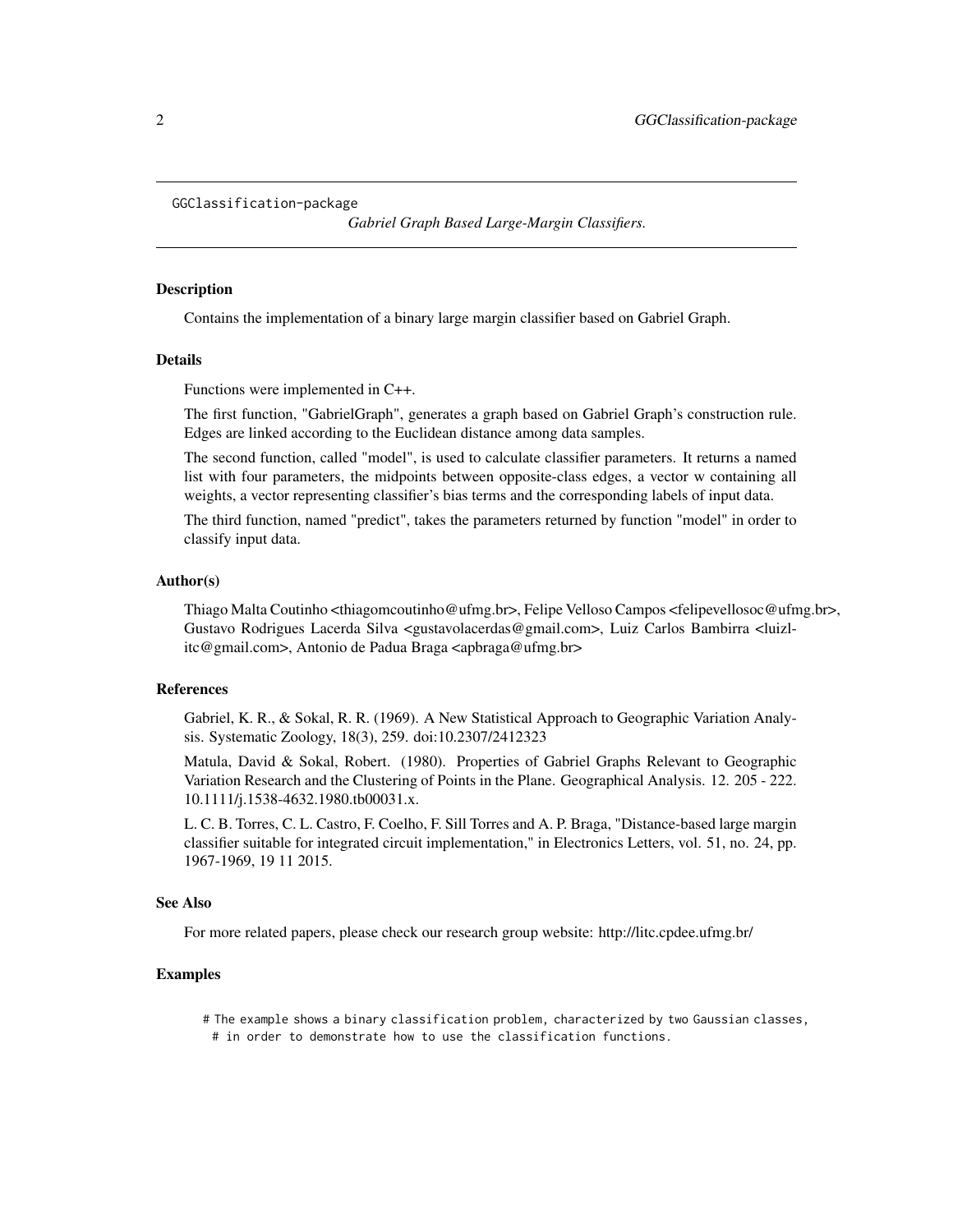GGClassification-package    *Gabriel Graph Based Large-Margin Classifiers.*

## Description

Contains the implementation of a binary large margin classifier based on Gabriel Graph.

## Details

Functions were implemented in C++.

The first function, "GabrielGraph", generates a graph based on Gabriel Graph's construction rule. Edges are linked according to the Euclidean distance among data samples.

The second function, called "model", is used to calculate classifier parameters. It returns a named list with four parameters, the midpoints between opposite-class edges, a vector w containing all weights, a vector representing classifier's bias terms and the corresponding labels of input data.

The third function, named "predict", takes the parameters returned by function "model" in order to classify input data.

## Author(s)

Thiago Malta Coutinho <thiagomcoutinho@ufmg.br>, Felipe Velloso Campos <felipevellosoc@ufmg.br>, Gustavo Rodrigues Lacerda Silva <gustavolacerdas@gmail.com>, Luiz Carlos Bambirra <luizlitc@gmail.com>, Antonio de Padua Braga <apbraga@ufmg.br>

## References

Gabriel, K. R., & Sokal, R. R. (1969). A New Statistical Approach to Geographic Variation Analysis. Systematic Zoology, 18(3), 259. doi:10.2307/2412323

Matula, David & Sokal, Robert. (1980). Properties of Gabriel Graphs Relevant to Geographic Variation Research and the Clustering of Points in the Plane. Geographical Analysis. 12. 205 - 222. 10.1111/j.1538-4632.1980.tb00031.x.

L. C. B. Torres, C. L. Castro, F. Coelho, F. Sill Torres and A. P. Braga, "Distance-based large margin classifier suitable for integrated circuit implementation," in Electronics Letters, vol. 51, no. 24, pp. 1967-1969, 19 11 2015.

## See Also

For more related papers, please check our research group website: http://litc.cpdee.ufmg.br/

## Examples

```
# The example shows a binary classification problem, characterized by two Gaussian classes,
 # in order to demonstrate how to use the classification functions.
```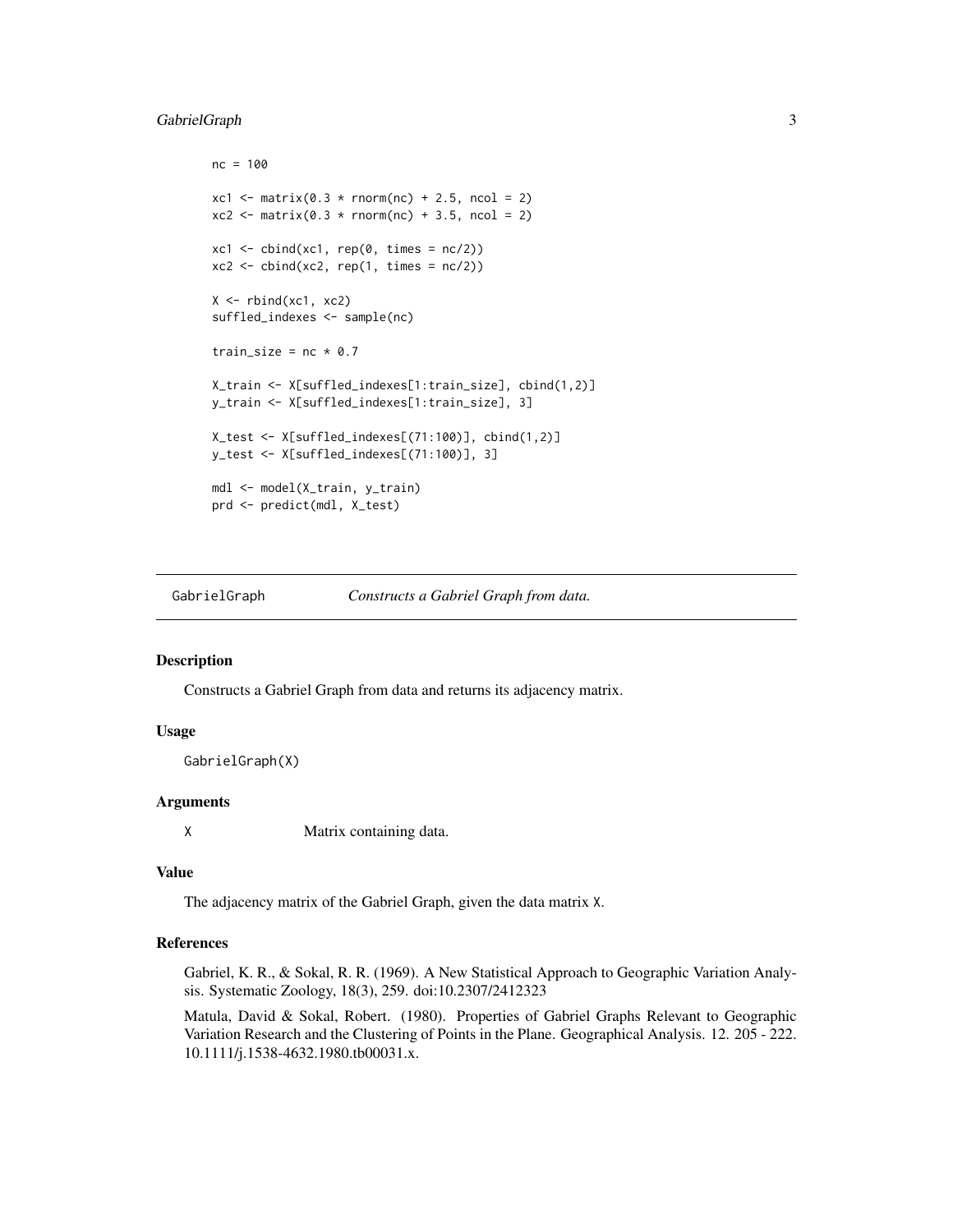```
nc = 100

xc1 <- matrix(0.3 * rnorm(nc) + 2.5, ncol = 2)
xc2 <- matrix(0.3 * rnorm(nc) + 3.5, ncol = 2)

xc1 <- cbind(xc1, rep(0, times = nc/2))
xc2 <- cbind(xc2, rep(1, times = nc/2))

X <- rbind(xc1, xc2)
suffled_indexes <- sample(nc)

train_size = nc * 0.7

X_train <- X[suffled_indexes[1:train_size], cbind(1,2)]
y_train <- X[suffled_indexes[1:train_size], 3]

X_test <- X[suffled_indexes[(71:100)], cbind(1,2)]
y_test <- X[suffled_indexes[(71:100)], 3]

mdl <- model(X_train, y_train)
prd <- predict(mdl, X_test)
```

---

## GabrielGraph — *Constructs a Gabriel Graph from data.*

### Description

Constructs a Gabriel Graph from data and returns its adjacency matrix.

### Usage

```
GabrielGraph(X)
```

### Arguments

| | |
|---|---|
| `X` | Matrix containing data. |

### Value

The adjacency matrix of the Gabriel Graph, given the data matrix `X`.

### References

Gabriel, K. R., & Sokal, R. R. (1969). A New Statistical Approach to Geographic Variation Analysis. Systematic Zoology, 18(3), 259. doi:10.2307/2412323

Matula, David & Sokal, Robert. (1980). Properties of Gabriel Graphs Relevant to Geographic Variation Research and the Clustering of Points in the Plane. Geographical Analysis. 12. 205 - 222. 10.1111/j.1538-4632.1980.tb00031.x.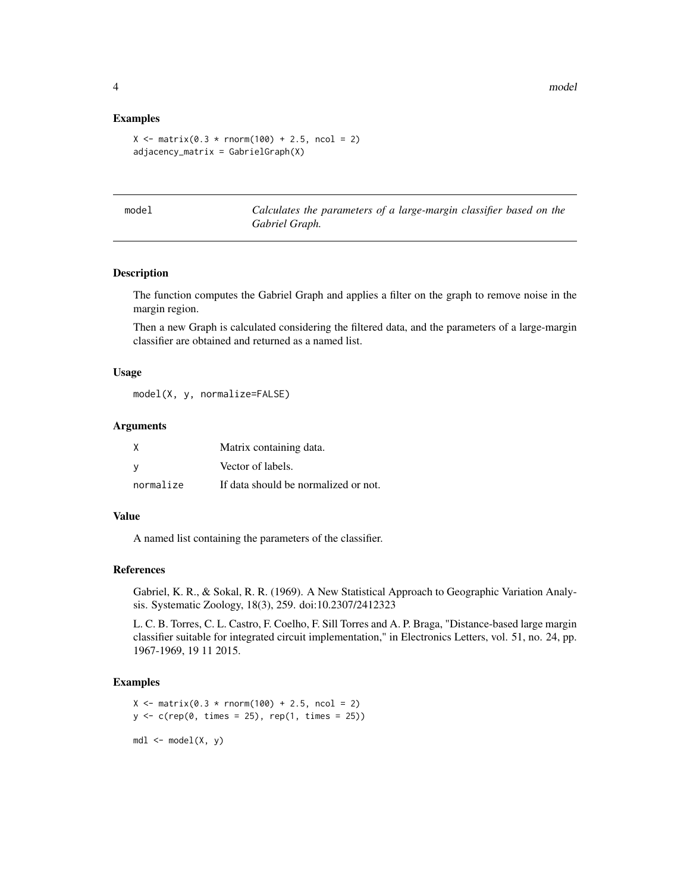### Examples

```
X <- matrix(0.3 * rnorm(100) + 2.5, ncol = 2)
adjacency_matrix = GabrielGraph(X)
```

---

## model — *Calculates the parameters of a large-margin classifier based on the Gabriel Graph.*

---

### Description

The function computes the Gabriel Graph and applies a filter on the graph to remove noise in the margin region.

Then a new Graph is calculated considering the filtered data, and the parameters of a large-margin classifier are obtained and returned as a named list.

### Usage

```
model(X, y, normalize=FALSE)
```

### Arguments

| | |
|---|---|
| X | Matrix containing data. |
| y | Vector of labels. |
| normalize | If data should be normalized or not. |

### Value

A named list containing the parameters of the classifier.

### References

Gabriel, K. R., & Sokal, R. R. (1969). A New Statistical Approach to Geographic Variation Analysis. Systematic Zoology, 18(3), 259. doi:10.2307/2412323

L. C. B. Torres, C. L. Castro, F. Coelho, F. Sill Torres and A. P. Braga, "Distance-based large margin classifier suitable for integrated circuit implementation," in Electronics Letters, vol. 51, no. 24, pp. 1967-1969, 19 11 2015.

### Examples

```
X <- matrix(0.3 * rnorm(100) + 2.5, ncol = 2)
y <- c(rep(0, times = 25), rep(1, times = 25))

mdl <- model(X, y)
```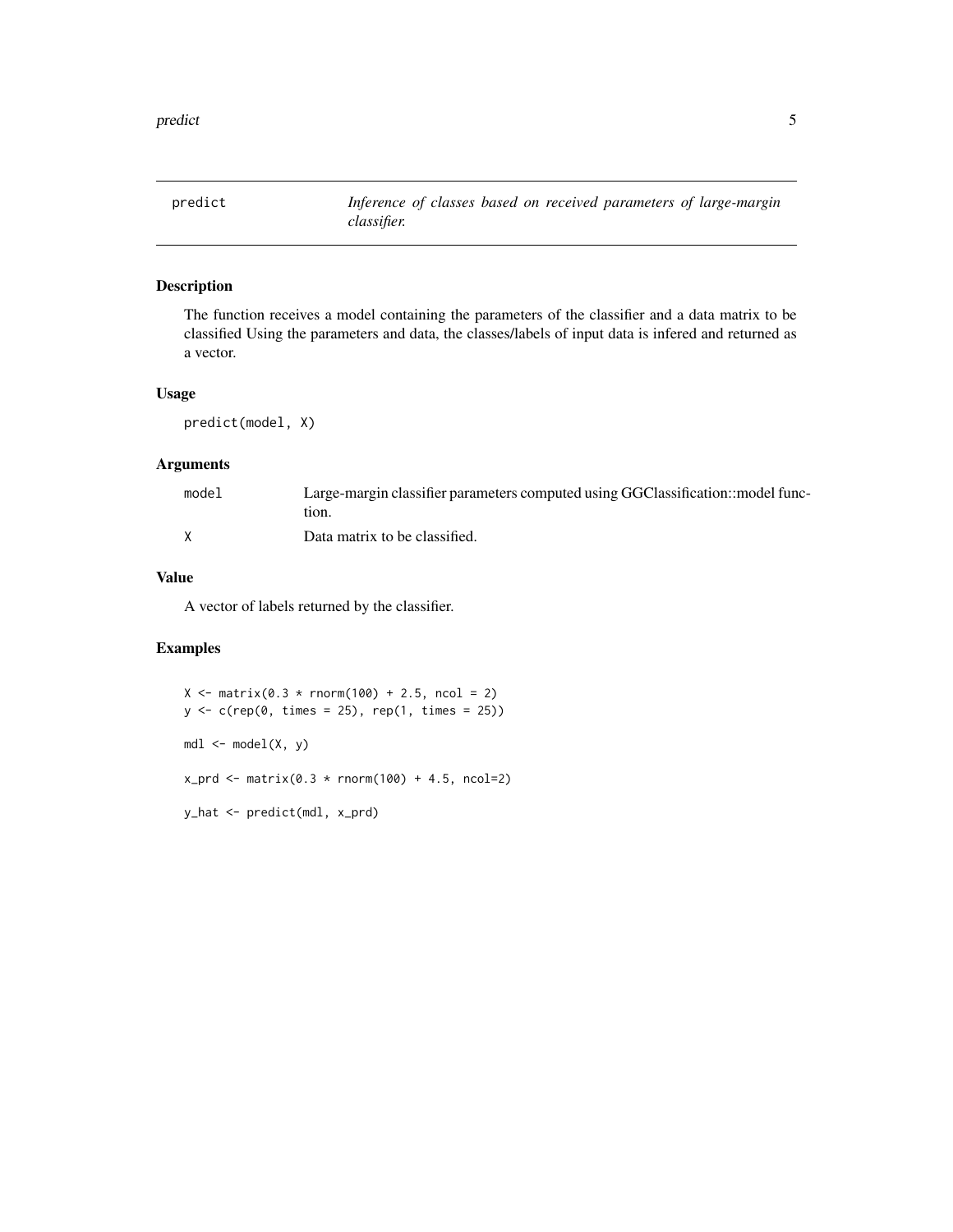## predict — *Inference of classes based on received parameters of large-margin classifier.*

### Description

The function receives a model containing the parameters of the classifier and a data matrix to be classified Using the parameters and data, the classes/labels of input data is infered and returned as a vector.

### Usage

```
predict(model, X)
```

### Arguments

| | |
|---|---|
| `model` | Large-margin classifier parameters computed using GGClassification::model function. |
| `X` | Data matrix to be classified. |

### Value

A vector of labels returned by the classifier.

### Examples

```
X <- matrix(0.3 * rnorm(100) + 2.5, ncol = 2)
y <- c(rep(0, times = 25), rep(1, times = 25))

mdl <- model(X, y)

x_prd <- matrix(0.3 * rnorm(100) + 4.5, ncol=2)

y_hat <- predict(mdl, x_prd)
```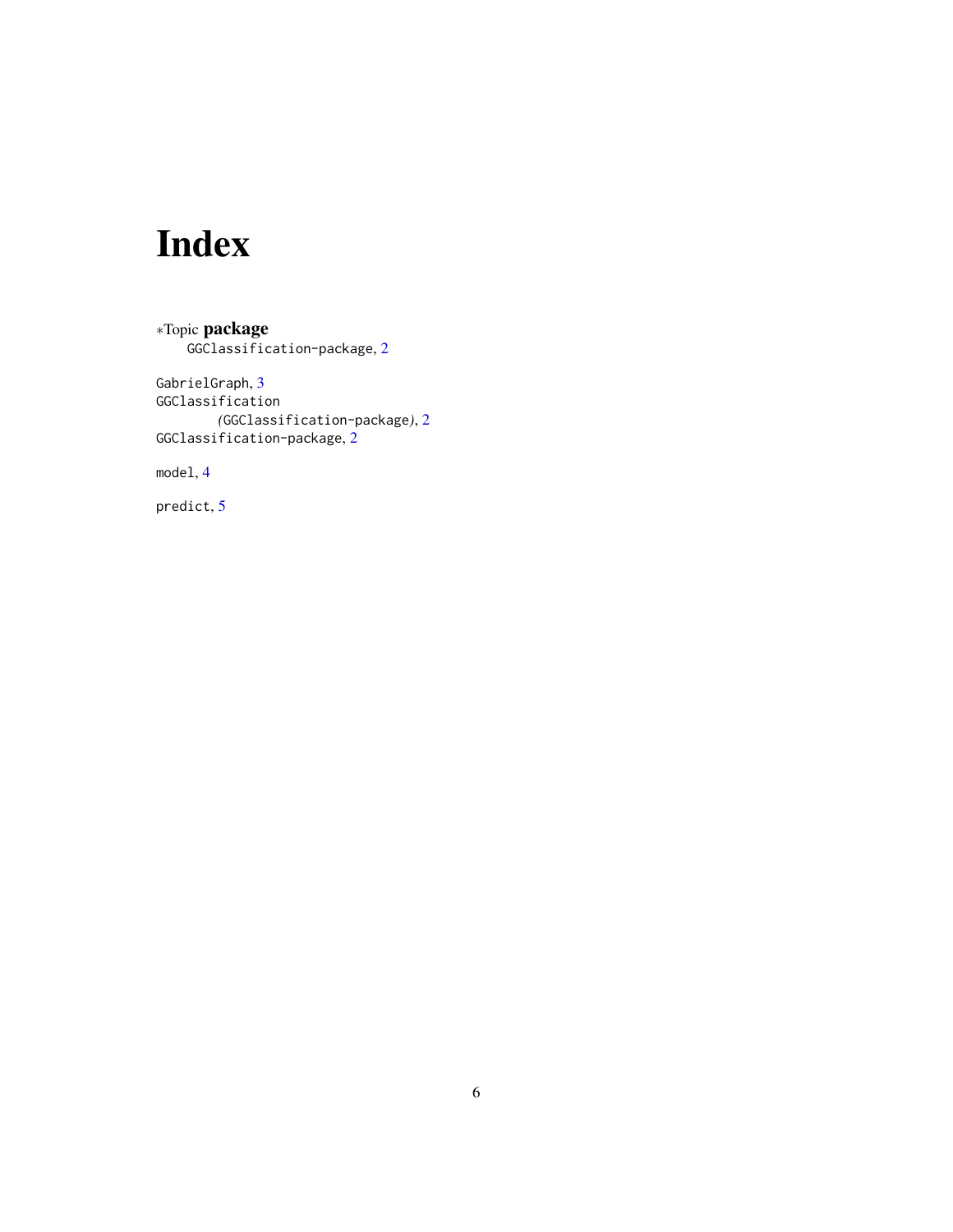# Index

*Topic **package**

GGClassification-package, 2

GabrielGraph, 3

GGClassification (GGClassification-package), 2

GGClassification-package, 2

model, 4

predict, 5